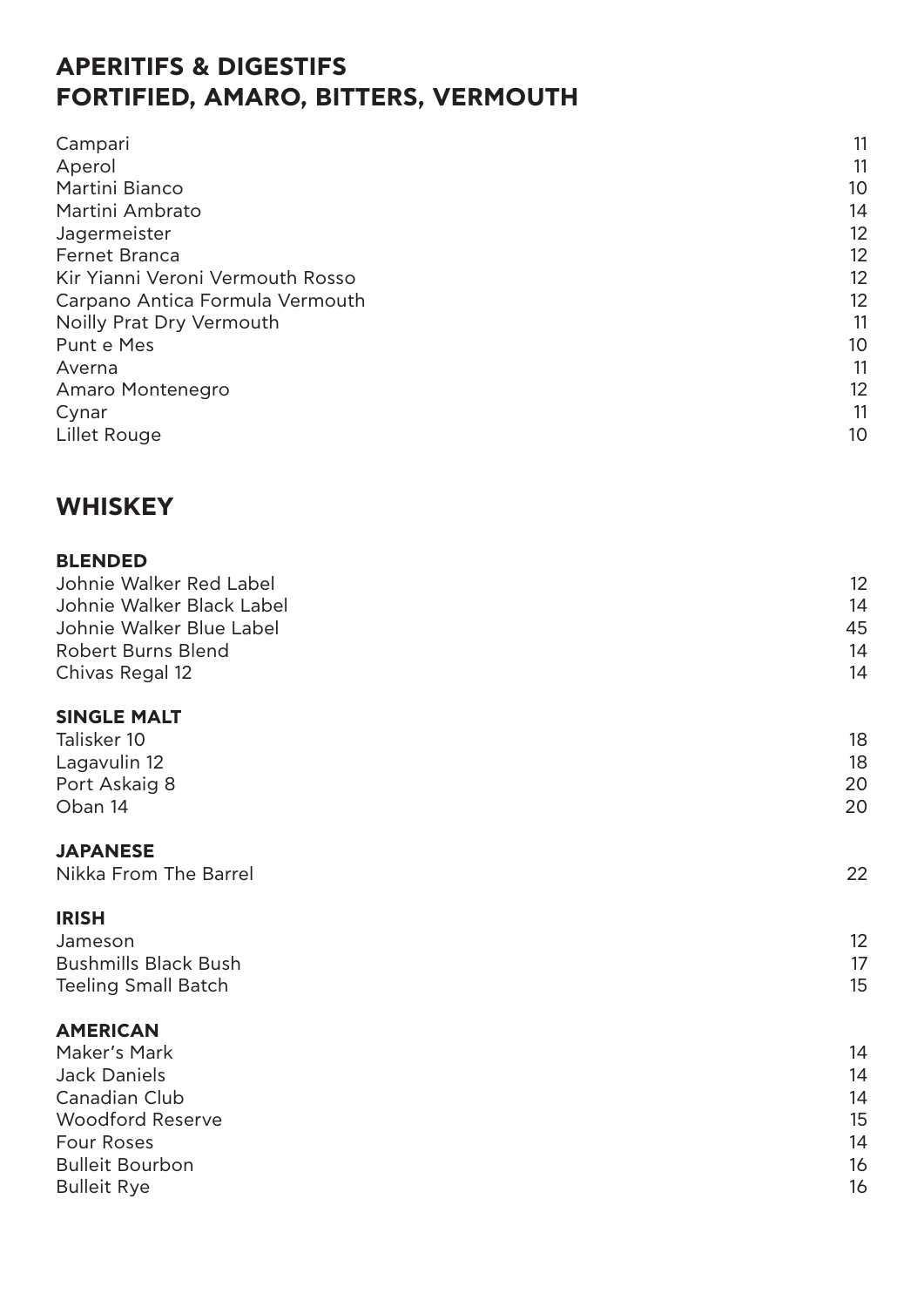# APERITIFS & DIGESTIFS
# FORTIFIED, AMARO, BITTERS, VERMOUTH

| | |
|---|---|
| Campari | 11 |
| Aperol | 11 |
| Martini Bianco | 10 |
| Martini Ambrato | 14 |
| Jagermeister | 12 |
| Fernet Branca | 12 |
| Kir Yianni Veroni Vermouth Rosso | 12 |
| Carpano Antica Formula Vermouth | 12 |
| Noilly Prat Dry Vermouth | 11 |
| Punt e Mes | 10 |
| Averna | 11 |
| Amaro Montenegro | 12 |
| Cynar | 11 |
| Lillet Rouge | 10 |

# WHISKEY

### BLENDED

| | |
|---|---|
| Johnie Walker Red Label | 12 |
| Johnie Walker Black Label | 14 |
| Johnie Walker Blue Label | 45 |
| Robert Burns Blend | 14 |
| Chivas Regal 12 | 14 |

### SINGLE MALT

| | |
|---|---|
| Talisker 10 | 18 |
| Lagavulin 12 | 18 |
| Port Askaig 8 | 20 |
| Oban 14 | 20 |

### JAPANESE

| | |
|---|---|
| Nikka From The Barrel | 22 |

### IRISH

| | |
|---|---|
| Jameson | 12 |
| Bushmills Black Bush | 17 |
| Teeling Small Batch | 15 |

### AMERICAN

| | |
|---|---|
| Maker's Mark | 14 |
| Jack Daniels | 14 |
| Canadian Club | 14 |
| Woodford Reserve | 15 |
| Four Roses | 14 |
| Bulleit Bourbon | 16 |
| Bulleit Rye | 16 |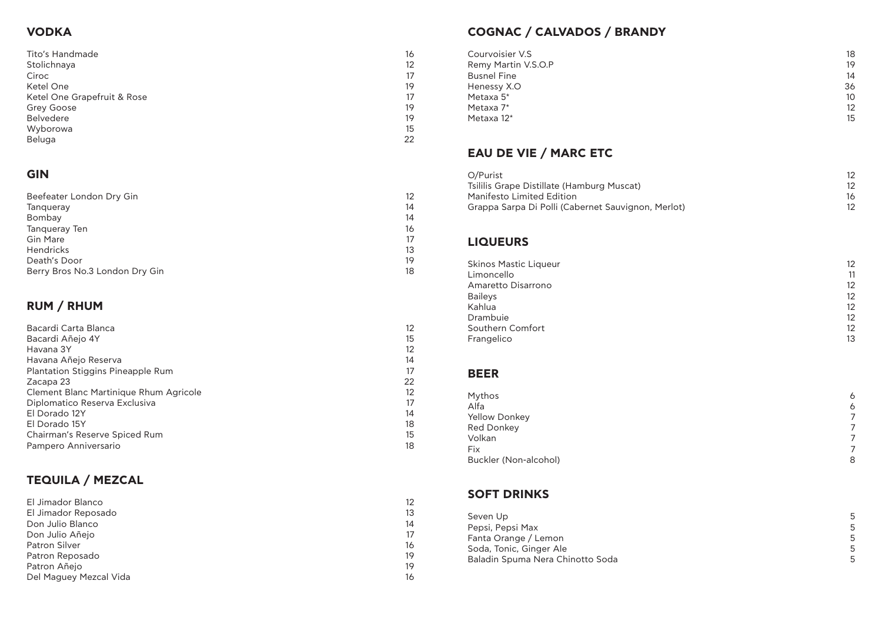## VODKA

| | |
|---|---|
| Tito's Handmade | 16 |
| Stolichnaya | 12 |
| Ciroc | 17 |
| Ketel One | 19 |
| Ketel One Grapefruit & Rose | 17 |
| Grey Goose | 19 |
| Belvedere | 19 |
| Wyborowa | 15 |
| Beluga | 22 |

## GIN

| | |
|---|---|
| Beefeater London Dry Gin | 12 |
| Tanqueray | 14 |
| Bombay | 14 |
| Tanqueray Ten | 16 |
| Gin Mare | 17 |
| Hendricks | 13 |
| Death's Door | 19 |
| Berry Bros No.3 London Dry Gin | 18 |

## RUM / RHUM

| | |
|---|---|
| Bacardi Carta Blanca | 12 |
| Bacardi Añejo 4Y | 15 |
| Havana 3Y | 12 |
| Havana Añejo Reserva | 14 |
| Plantation Stiggins Pineapple Rum | 17 |
| Zacapa 23 | 22 |
| Clement Blanc Martinique Rhum Agricole | 12 |
| Diplomatico Reserva Exclusiva | 17 |
| El Dorado 12Y | 14 |
| El Dorado 15Y | 18 |
| Chairman's Reserve Spiced Rum | 15 |
| Pampero Anniversario | 18 |

## TEQUILA / MEZCAL

| | |
|---|---|
| El Jimador Blanco | 12 |
| El Jimador Reposado | 13 |
| Don Julio Blanco | 14 |
| Don Julio Añejo | 17 |
| Patron Silver | 16 |
| Patron Reposado | 19 |
| Patron Añejo | 19 |
| Del Maguey Mezcal Vida | 16 |

## COGNAC / CALVADOS / BRANDY

| | |
|---|---|
| Courvoisier V.S | 18 |
| Remy Martin V.S.O.P | 19 |
| Busnel Fine | 14 |
| Henessy X.O | 36 |
| Metaxa 5* | 10 |
| Metaxa 7* | 12 |
| Metaxa 12* | 15 |

## EAU DE VIE / MARC ETC

| | |
|---|---|
| O/Purist | 12 |
| Tsililis Grape Distillate (Hamburg Muscat) | 12 |
| Manifesto Limited Edition | 16 |
| Grappa Sarpa Di Polli (Cabernet Sauvignon, Merlot) | 12 |

## LIQUEURS

| | |
|---|---|
| Skinos Mastic Liqueur | 12 |
| Limoncello | 11 |
| Amaretto Disarrono | 12 |
| Baileys | 12 |
| Kahlua | 12 |
| Drambuie | 12 |
| Southern Comfort | 12 |
| Frangelico | 13 |

## BEER

| | |
|---|---|
| Mythos | 6 |
| Alfa | 6 |
| Yellow Donkey | 7 |
| Red Donkey | 7 |
| Volkan | 7 |
| Fix | 7 |
| Buckler (Non-alcohol) | 8 |

## SOFT DRINKS

| | |
|---|---|
| Seven Up | 5 |
| Pepsi, Pepsi Max | 5 |
| Fanta Orange / Lemon | 5 |
| Soda, Tonic, Ginger Ale | 5 |
| Baladin Spuma Nera Chinotto Soda | 5 |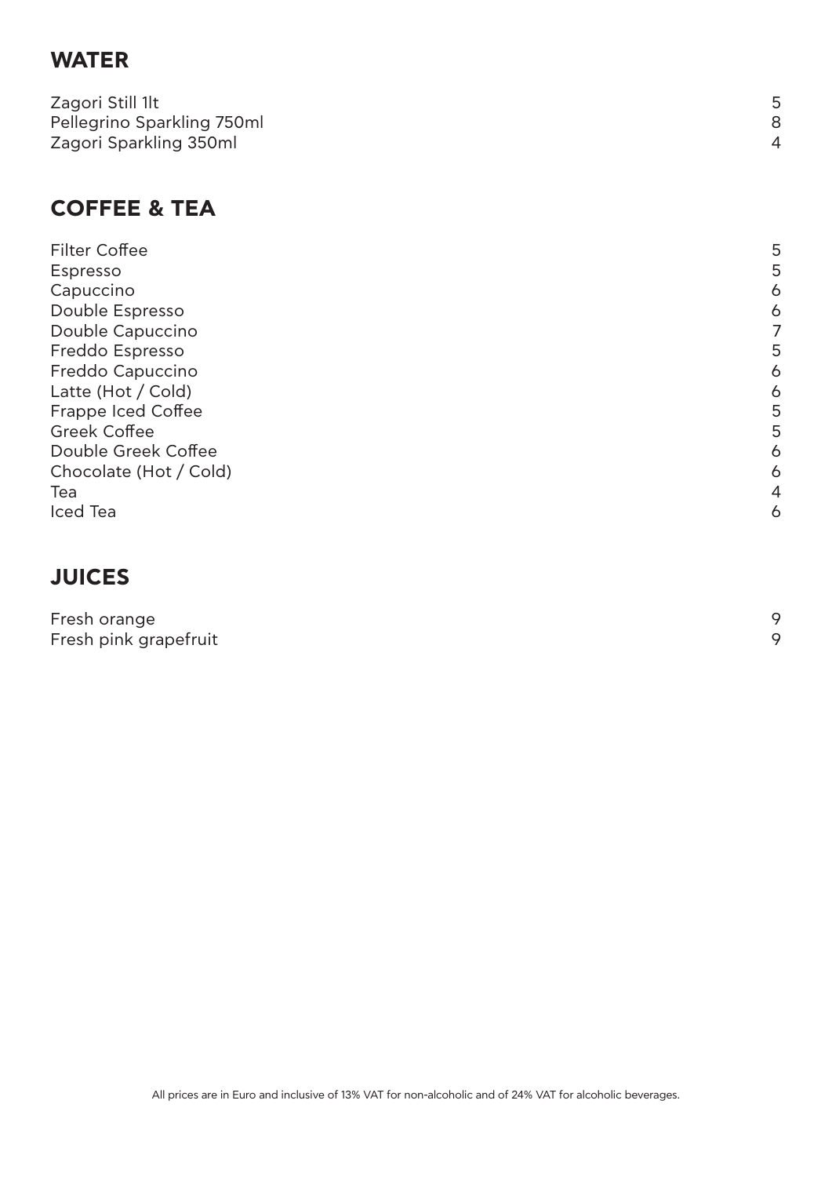## WATER

| | |
|---|---|
| Zagori Still 1lt | 5 |
| Pellegrino Sparkling 750ml | 8 |
| Zagori Sparkling 350ml | 4 |

## COFFEE & TEA

| | |
|---|---|
| Filter Coffee | 5 |
| Espresso | 5 |
| Capuccino | 6 |
| Double Espresso | 6 |
| Double Capuccino | 7 |
| Freddo Espresso | 5 |
| Freddo Capuccino | 6 |
| Latte (Hot / Cold) | 6 |
| Frappe Iced Coffee | 5 |
| Greek Coffee | 5 |
| Double Greek Coffee | 6 |
| Chocolate (Hot / Cold) | 6 |
| Tea | 4 |
| Iced Tea | 6 |

## JUICES

| | |
|---|---|
| Fresh orange | 9 |
| Fresh pink grapefruit | 9 |

All prices are in Euro and inclusive of 13% VAT for non-alcoholic and of 24% VAT for alcoholic beverages.